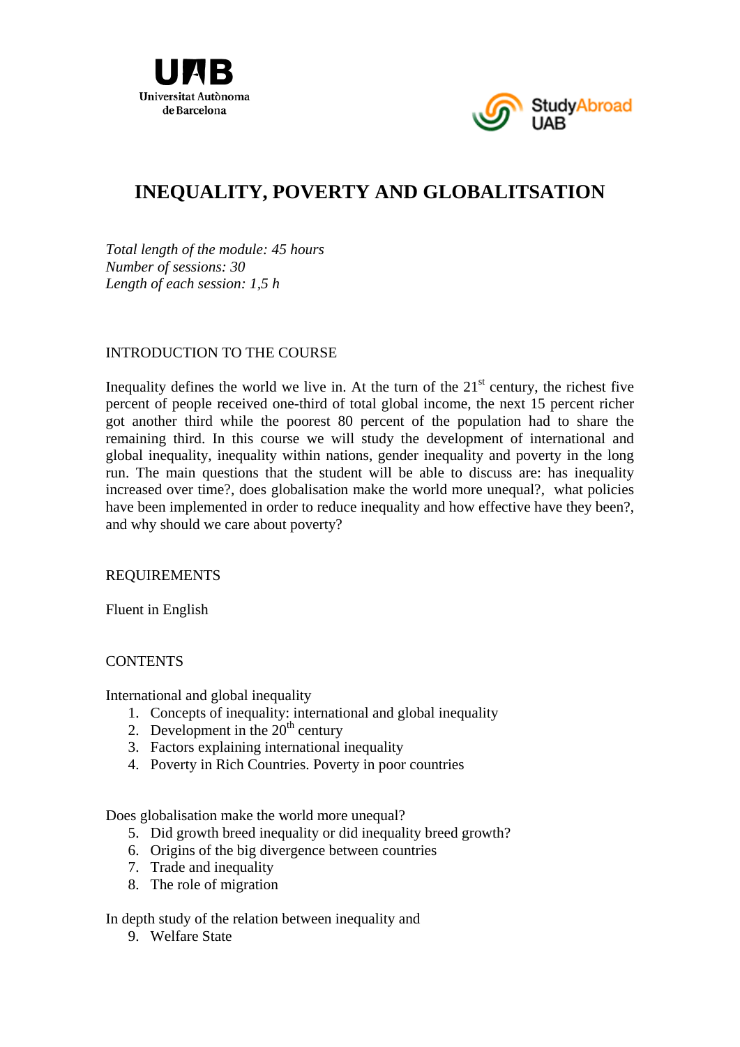# INEQUALITY, POVERTY AND GLOBALITSATION

*Total length of the module: 45 hours*
*Number of sessions: 30*
*Length of each session: 1,5 h*

## INTRODUCTION TO THE COURSE

Inequality defines the world we live in. At the turn of the 21st century, the richest five percent of people received one-third of total global income, the next 15 percent richer got another third while the poorest 80 percent of the population had to share the remaining third. In this course we will study the development of international and global inequality, inequality within nations, gender inequality and poverty in the long run. The main questions that the student will be able to discuss are: has inequality increased over time?, does globalisation make the world more unequal?, what policies have been implemented in order to reduce inequality and how effective have they been?, and why should we care about poverty?

## REQUIREMENTS

Fluent in English

## CONTENTS

International and global inequality

1. Concepts of inequality: international and global inequality
2. Development in the 20th century
3. Factors explaining international inequality
4. Poverty in Rich Countries. Poverty in poor countries

Does globalisation make the world more unequal?

5. Did growth breed inequality or did inequality breed growth?
6. Origins of the big divergence between countries
7. Trade and inequality
8. The role of migration

In depth study of the relation between inequality and

9. Welfare State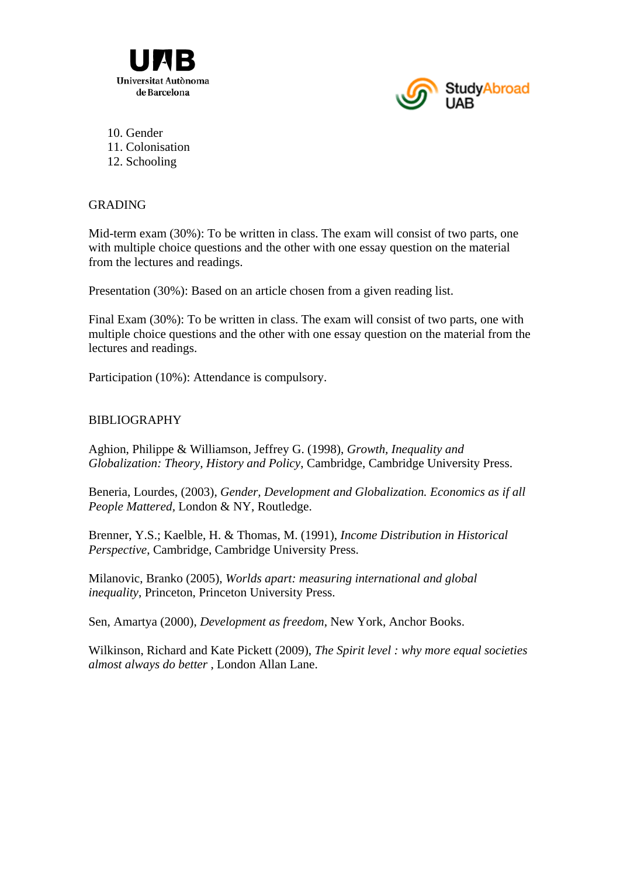10. Gender
11. Colonisation
12. Schooling

GRADING

Mid-term exam (30%): To be written in class. The exam will consist of two parts, one with multiple choice questions and the other with one essay question on the material from the lectures and readings.

Presentation (30%): Based on an article chosen from a given reading list.

Final Exam (30%): To be written in class. The exam will consist of two parts, one with multiple choice questions and the other with one essay question on the material from the lectures and readings.

Participation (10%): Attendance is compulsory.

BIBLIOGRAPHY

Aghion, Philippe & Williamson, Jeffrey G. (1998), *Growth, Inequality and Globalization: Theory, History and Policy*, Cambridge, Cambridge University Press.

Beneria, Lourdes, (2003), *Gender, Development and Globalization. Economics as if all People Mattered*, London & NY, Routledge.

Brenner, Y.S.; Kaelble, H. & Thomas, M. (1991), *Income Distribution in Historical Perspective*, Cambridge, Cambridge University Press.

Milanovic, Branko (2005), *Worlds apart: measuring international and global inequality*, Princeton, Princeton University Press.

Sen, Amartya (2000), *Development as freedom*, New York, Anchor Books.

Wilkinson, Richard and Kate Pickett (2009), *The Spirit level : why more equal societies almost always do better* , London Allan Lane.